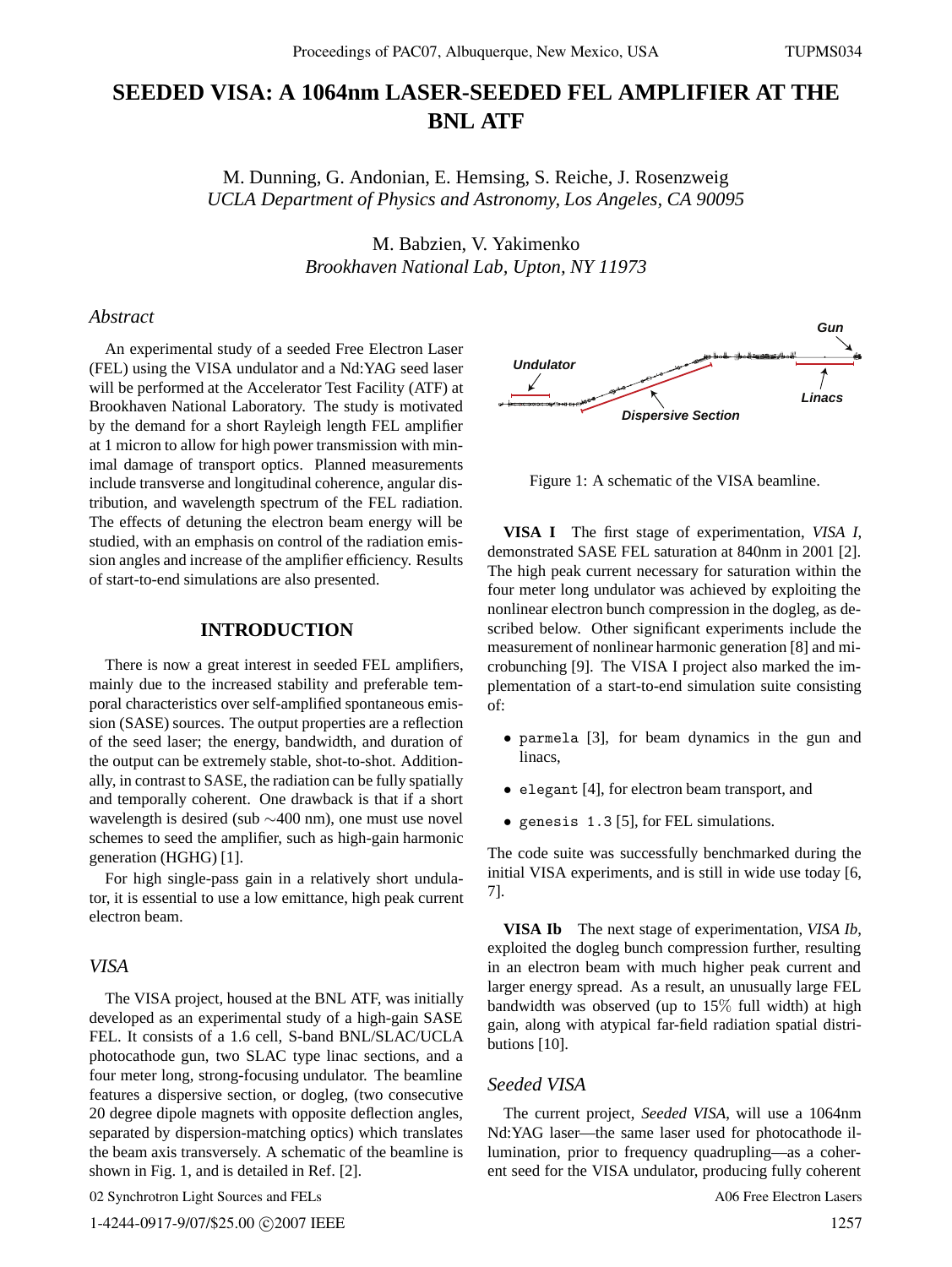# SEEDED VISA: A 1064nm LASER-SEEDED FEL AMPLIFIER AT THE BNL ATF

M. Dunning, G. Andonian, E. Hemsing, S. Reiche, J. Rosenzweig
*UCLA Department of Physics and Astronomy, Los Angeles, CA 90095*

M. Babzien, V. Yakimenko
*Brookhaven National Lab, Upton, NY 11973*

## *Abstract*

An experimental study of a seeded Free Electron Laser (FEL) using the VISA undulator and a Nd:YAG seed laser will be performed at the Accelerator Test Facility (ATF) at Brookhaven National Laboratory. The study is motivated by the demand for a short Rayleigh length FEL amplifier at 1 micron to allow for high power transmission with minimal damage of transport optics. Planned measurements include transverse and longitudinal coherence, angular distribution, and wavelength spectrum of the FEL radiation. The effects of detuning the electron beam energy will be studied, with an emphasis on control of the radiation emission angles and increase of the amplifier efficiency. Results of start-to-end simulations are also presented.

## INTRODUCTION

There is now a great interest in seeded FEL amplifiers, mainly due to the increased stability and preferable temporal characteristics over self-amplified spontaneous emission (SASE) sources. The output properties are a reflection of the seed laser; the energy, bandwidth, and duration of the output can be extremely stable, shot-to-shot. Additionally, in contrast to SASE, the radiation can be fully spatially and temporally coherent. One drawback is that if a short wavelength is desired (sub $\sim$400 nm), one must use novel schemes to seed the amplifier, such as high-gain harmonic generation (HGHG) [1].

For high single-pass gain in a relatively short undulator, it is essential to use a low emittance, high peak current electron beam.

### *VISA*

The VISA project, housed at the BNL ATF, was initially developed as an experimental study of a high-gain SASE FEL. It consists of a 1.6 cell, S-band BNL/SLAC/UCLA photocathode gun, two SLAC type linac sections, and a four meter long, strong-focusing undulator. The beamline features a dispersive section, or dogleg, (two consecutive 20 degree dipole magnets with opposite deflection angles, separated by dispersion-matching optics) which translates the beam axis transversely. A schematic of the beamline is shown in Fig. 1, and is detailed in Ref. [2].

Figure 1: A schematic of the VISA beamline.

**VISA I** The first stage of experimentation, *VISA I*, demonstrated SASE FEL saturation at 840nm in 2001 [2]. The high peak current necessary for saturation within the four meter long undulator was achieved by exploiting the nonlinear electron bunch compression in the dogleg, as described below. Other significant experiments include the measurement of nonlinear harmonic generation [8] and microbunching [9]. The VISA I project also marked the implementation of a start-to-end simulation suite consisting of:

- `parmela` [3], for beam dynamics in the gun and linacs,
- `elegant` [4], for electron beam transport, and
- `genesis 1.3` [5], for FEL simulations.

The code suite was successfully benchmarked during the initial VISA experiments, and is still in wide use today [6, 7].

**VISA Ib** The next stage of experimentation, *VISA Ib*, exploited the dogleg bunch compression further, resulting in an electron beam with much higher peak current and larger energy spread. As a result, an unusually large FEL bandwidth was observed (up to 15% full width) at high gain, along with atypical far-field radiation spatial distributions [10].

### *Seeded VISA*

The current project, *Seeded VISA*, will use a 1064nm Nd:YAG laser—the same laser used for photocathode illumination, prior to frequency quadrupling—as a coherent seed for the VISA undulator, producing fully coherent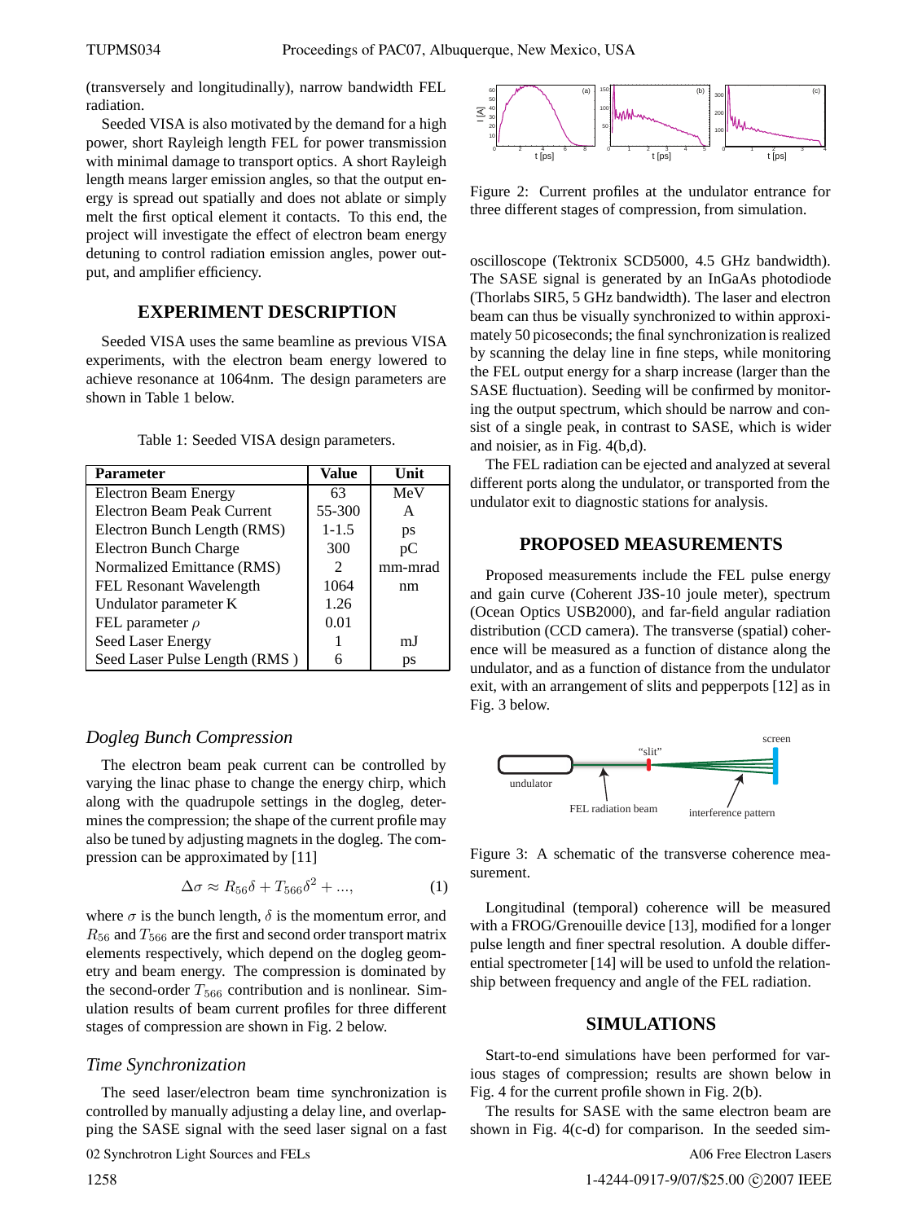(transversely and longitudinally), narrow bandwidth FEL radiation.

Seeded VISA is also motivated by the demand for a high power, short Rayleigh length FEL for power transmission with minimal damage to transport optics. A short Rayleigh length means larger emission angles, so that the output energy is spread out spatially and does not ablate or simply melt the first optical element it contacts. To this end, the project will investigate the effect of electron beam energy detuning to control radiation emission angles, power output, and amplifier efficiency.

## EXPERIMENT DESCRIPTION

Seeded VISA uses the same beamline as previous VISA experiments, with the electron beam energy lowered to achieve resonance at 1064nm. The design parameters are shown in Table 1 below.

Table 1: Seeded VISA design parameters.

| Parameter | Value | Unit |
|---|---|---|
| Electron Beam Energy | 63 | MeV |
| Electron Beam Peak Current | 55-300 | A |
| Electron Bunch Length (RMS) | 1-1.5 | ps |
| Electron Bunch Charge | 300 | pC |
| Normalized Emittance (RMS) | 2 | mm-mrad |
| FEL Resonant Wavelength | 1064 | nm |
| Undulator parameter K | 1.26 | |
| FEL parameter $\rho$ | 0.01 | |
| Seed Laser Energy | 1 | mJ |
| Seed Laser Pulse Length (RMS ) | 6 | ps |

### *Dogleg Bunch Compression*

The electron beam peak current can be controlled by varying the linac phase to change the energy chirp, which along with the quadrupole settings in the dogleg, determines the compression; the shape of the current profile may also be tuned by adjusting magnets in the dogleg. The compression can be approximated by [11]

$$\Delta\sigma \approx R_{56}\delta + T_{566}\delta^2 + ..., \tag{1}$$

where $\sigma$ is the bunch length, $\delta$ is the momentum error, and $R_{56}$ and $T_{566}$ are the first and second order transport matrix elements respectively, which depend on the dogleg geometry and beam energy. The compression is dominated by the second-order $T_{566}$ contribution and is nonlinear. Simulation results of beam current profiles for three different stages of compression are shown in Fig. 2 below.

### *Time Synchronization*

The seed laser/electron beam time synchronization is controlled by manually adjusting a delay line, and overlapping the SASE signal with the seed laser signal on a fast oscilloscope (Tektronix SCD5000, 4.5 GHz bandwidth). The SASE signal is generated by an InGaAs photodiode (Thorlabs SIR5, 5 GHz bandwidth). The laser and electron beam can thus be visually synchronized to within approximately 50 picoseconds; the final synchronization is realized by scanning the delay line in fine steps, while monitoring the FEL output energy for a sharp increase (larger than the SASE fluctuation). Seeding will be confirmed by monitoring the output spectrum, which should be narrow and consist of a single peak, in contrast to SASE, which is wider and noisier, as in Fig. 4(b,d).

Figure 2: Current profiles at the undulator entrance for three different stages of compression, from simulation.

The FEL radiation can be ejected and analyzed at several different ports along the undulator, or transported from the undulator exit to diagnostic stations for analysis.

## PROPOSED MEASUREMENTS

Proposed measurements include the FEL pulse energy and gain curve (Coherent J3S-10 joule meter), spectrum (Ocean Optics USB2000), and far-field angular radiation distribution (CCD camera). The transverse (spatial) coherence will be measured as a function of distance along the undulator, and as a function of distance from the undulator exit, with an arrangement of slits and pepperpots [12] as in Fig. 3 below.

Figure 3: A schematic of the transverse coherence measurement.

Longitudinal (temporal) coherence will be measured with a FROG/Grenouille device [13], modified for a longer pulse length and finer spectral resolution. A double differential spectrometer [14] will be used to unfold the relationship between frequency and angle of the FEL radiation.

## SIMULATIONS

Start-to-end simulations have been performed for various stages of compression; results are shown below in Fig. 4 for the current profile shown in Fig. 2(b).

The results for SASE with the same electron beam are shown in Fig. 4(c-d) for comparison. In the seeded sim-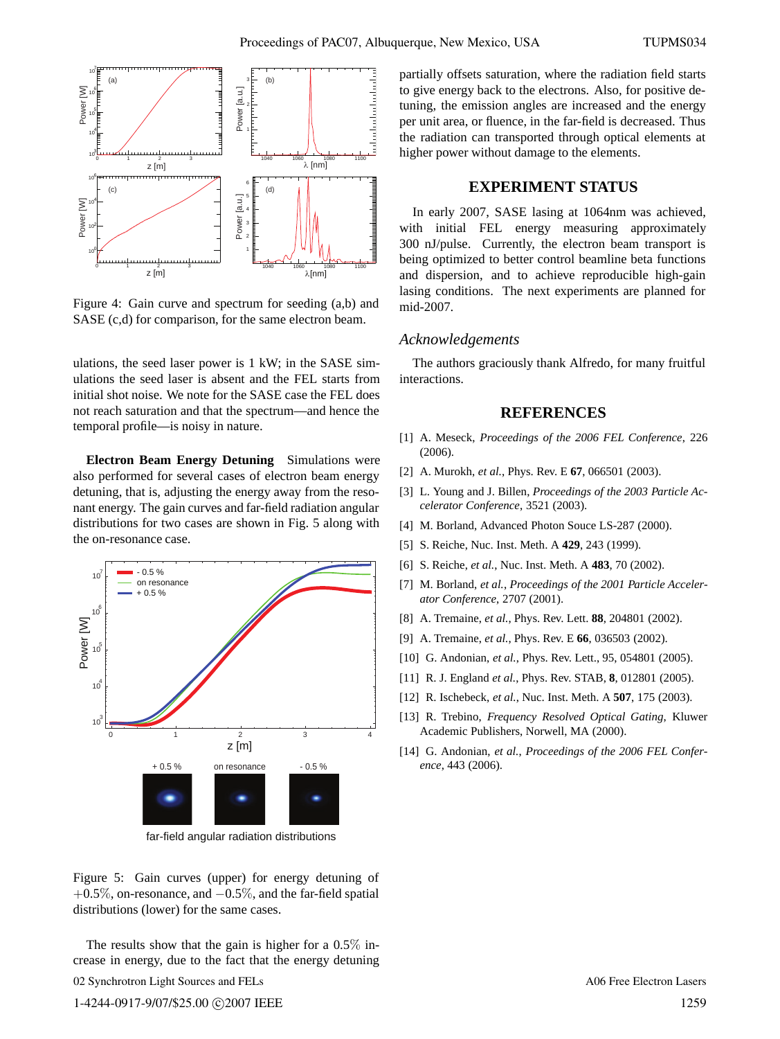(a)

Power [W]

$10^7$

$10^6$

$10^5$

$10^4$

$10^3$

0 1 2 3

z [m]

(b)

Power [a.u.]

3

2

1

1040 1060 1080 1100

λ [nm]

(c)

Power [W]

$10^6$

$10^4$

$10^2$

$10^0$

0 1 2 3

z [m]

(d)

Power [a.u.]

6

5

4

3

2

1

1040 1060 1080 1100

λ[nm]

Figure 4: Gain curve and spectrum for seeding (a,b) and SASE (c,d) for comparison, for the same electron beam.

ulations, the seed laser power is 1 kW; in the SASE simulations the seed laser is absent and the FEL starts from initial shot noise. We note for the SASE case the FEL does not reach saturation and that the spectrum—and hence the temporal profile—is noisy in nature.

**Electron Beam Energy Detuning** Simulations were also performed for several cases of electron beam energy detuning, that is, adjusting the energy away from the resonant energy. The gain curves and far-field radiation angular distributions for two cases are shown in Fig. 5 along with the on-resonance case.

Power [W]

$10^7$

$10^6$

$10^5$

$10^4$

$10^3$

- 0.5 %

on resonance

+ 0.5 %

0 1 2 3 4

z [m]

+ 0.5 %

on resonance

- 0.5 %

far-field angular radiation distributions

Figure 5: Gain curves (upper) for energy detuning of $+0.5\%$, on-resonance, and $-0.5\%$, and the far-field spatial distributions (lower) for the same cases.

The results show that the gain is higher for a $0.5\%$ increase in energy, due to the fact that the energy detuning partially offsets saturation, where the radiation field starts to give energy back to the electrons. Also, for positive detuning, the emission angles are increased and the energy per unit area, or fluence, in the far-field is decreased. Thus the radiation can transported through optical elements at higher power without damage to the elements.

## EXPERIMENT STATUS

In early 2007, SASE lasing at 1064nm was achieved, with initial FEL energy measuring approximately 300 nJ/pulse. Currently, the electron beam transport is being optimized to better control beamline beta functions and dispersion, and to achieve reproducible high-gain lasing conditions. The next experiments are planned for mid-2007.

### *Acknowledgements*

The authors graciously thank Alfredo, for many fruitful interactions.

## REFERENCES

[1] A. Meseck, *Proceedings of the 2006 FEL Conference*, 226 (2006).

[2] A. Murokh, *et al.*, Phys. Rev. E **67**, 066501 (2003).

[3] L. Young and J. Billen, *Proceedings of the 2003 Particle Accelerator Conference*, 3521 (2003).

[4] M. Borland, Advanced Photon Souce LS-287 (2000).

[5] S. Reiche, Nuc. Inst. Meth. A **429**, 243 (1999).

[6] S. Reiche, *et al.*, Nuc. Inst. Meth. A **483**, 70 (2002).

[7] M. Borland, *et al.*, *Proceedings of the 2001 Particle Accelerator Conference*, 2707 (2001).

[8] A. Tremaine, *et al.*, Phys. Rev. Lett. **88**, 204801 (2002).

[9] A. Tremaine, *et al.*, Phys. Rev. E **66**, 036503 (2002).

[10] G. Andonian, *et al.*, Phys. Rev. Lett., 95, 054801 (2005).

[11] R. J. England *et al.*, Phys. Rev. STAB, **8**, 012801 (2005).

[12] R. Ischebeck, *et al.*, Nuc. Inst. Meth. A **507**, 175 (2003).

[13] R. Trebino, *Frequency Resolved Optical Gating*, Kluwer Academic Publishers, Norwell, MA (2000).

[14] G. Andonian, *et al.*, *Proceedings of the 2006 FEL Conference*, 443 (2006).